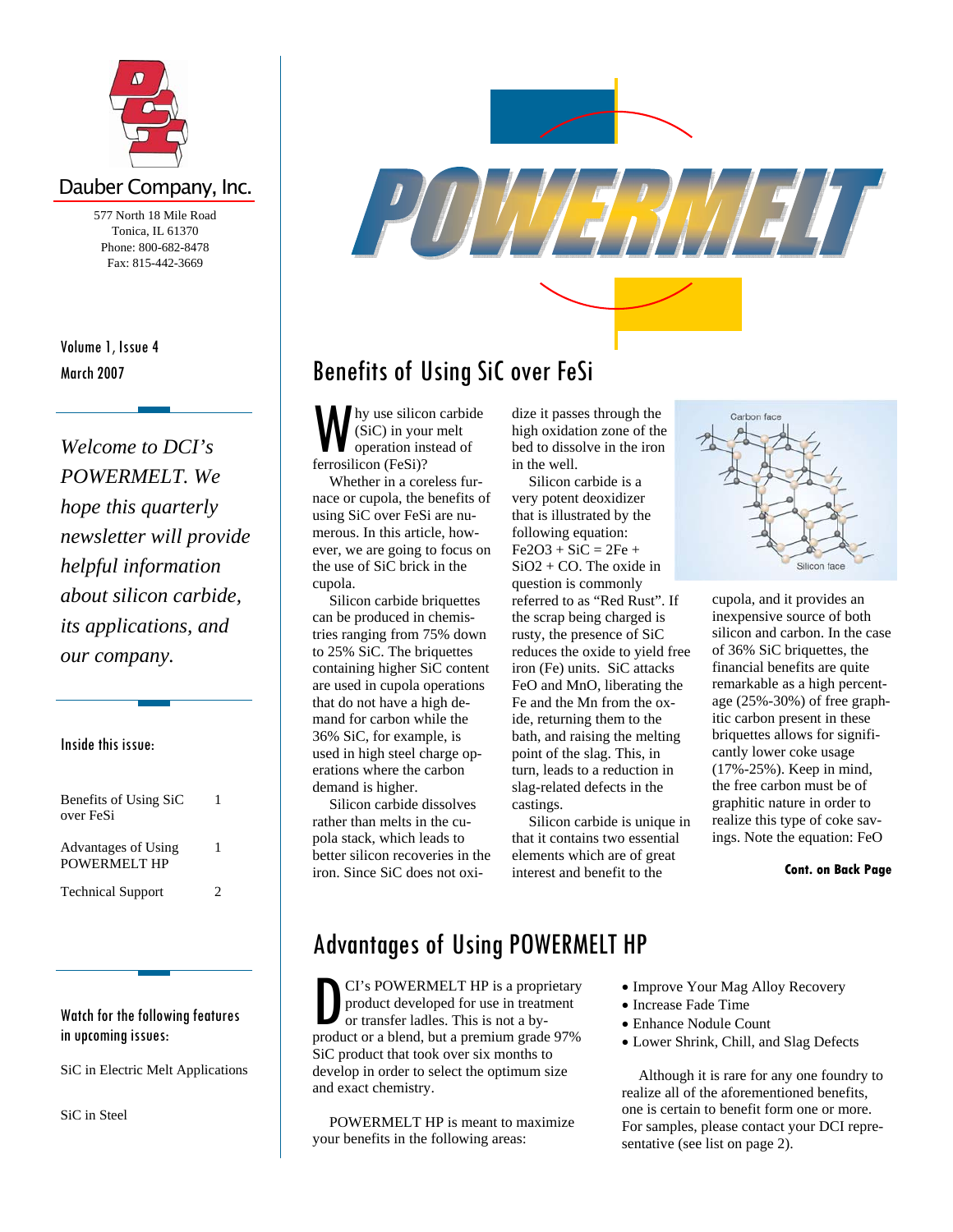Dauber Company, Inc.

577 North 18 Mile Road
Tonica, IL 61370
Phone: 800-682-8478
Fax: 815-442-3669

# POWERMELT

Volume 1, Issue 4
March 2007

*Welcome to DCI's POWERMELT. We hope this quarterly newsletter will provide helpful information about silicon carbide, its applications, and our company.*

**Inside this issue:**

| | |
|---|---|
| Benefits of Using SiC over FeSi | 1 |
| Advantages of Using POWERMELT HP | 1 |
| Technical Support | 2 |

**Watch for the following features in upcoming issues:**

SiC in Electric Melt Applications

SiC in Steel

## Benefits of Using SiC over FeSi

Why use silicon carbide (SiC) in your melt operation instead of ferrosilicon (FeSi)?

Whether in a coreless furnace or cupola, the benefits of using SiC over FeSi are numerous. In this article, however, we are going to focus on the use of SiC brick in the cupola.

Silicon carbide briquettes can be produced in chemistries ranging from 75% down to 25% SiC. The briquettes containing higher SiC content are used in cupola operations that do not have a high demand for carbon while the 36% SiC, for example, is used in high steel charge operations where the carbon demand is higher.

Silicon carbide dissolves rather than melts in the cupola stack, which leads to better silicon recoveries in the iron. Since SiC does not oxidize it passes through the high oxidation zone of the bed to dissolve in the iron in the well.

Silicon carbide is a very potent deoxidizer that is illustrated by the following equation: $Fe_2O_3 + SiC = 2Fe + SiO_2 + CO$. The oxide in question is commonly referred to as "Red Rust". If the scrap being charged is rusty, the presence of SiC reduces the oxide to yield free iron (Fe) units. SiC attacks FeO and MnO, liberating the Fe and the Mn from the oxide, returning them to the bath, and raising the melting point of the slag. This, in turn, leads to a reduction in slag-related defects in the castings.

Silicon carbide is unique in that it contains two essential elements which are of great interest and benefit to the cupola, and it provides an inexpensive source of both silicon and carbon. In the case of 36% SiC briquettes, the financial benefits are quite remarkable as a high percentage (25%-30%) of free graphitic carbon present in these briquettes allows for significantly lower coke usage (17%-25%). Keep in mind, the free carbon must be of graphitic nature in order to realize this type of coke savings. Note the equation: FeO

Carbon face

Silicon face

**Cont. on Back Page**

## Advantages of Using POWERMELT HP

DCI's POWERMELT HP is a proprietary product developed for use in treatment or transfer ladles. This is not a by-product or a blend, but a premium grade 97% SiC product that took over six months to develop in order to select the optimum size and exact chemistry.

POWERMELT HP is meant to maximize your benefits in the following areas:

- Improve Your Mag Alloy Recovery
- Increase Fade Time
- Enhance Nodule Count
- Lower Shrink, Chill, and Slag Defects

Although it is rare for any one foundry to realize all of the aforementioned benefits, one is certain to benefit form one or more. For samples, please contact your DCI representative (see list on page 2).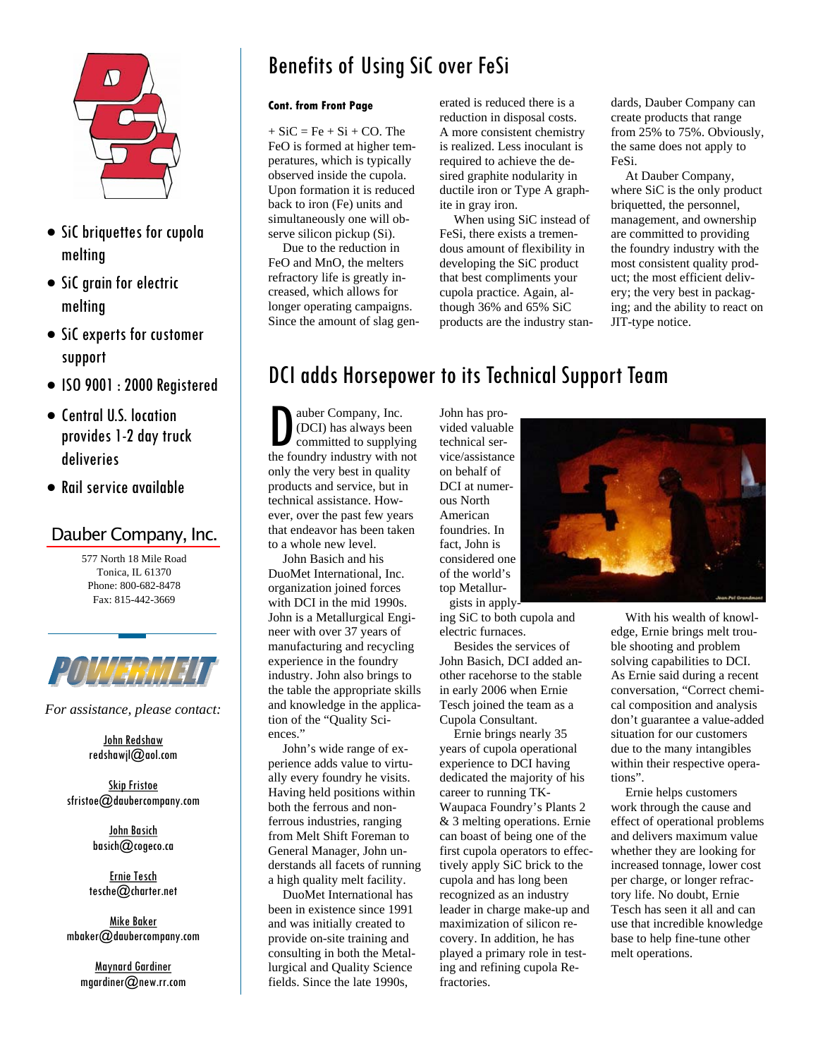- SiC briquettes for cupola melting
- SiC grain for electric melting
- SiC experts for customer support
- ISO 9001 : 2000 Registered
- Central U.S. location provides 1-2 day truck deliveries
- Rail service available

**Dauber Company, Inc.**

577 North 18 Mile Road
Tonica, IL 61370
Phone: 800-682-8478
Fax: 815-442-3669

POWERMELT

*For assistance, please contact:*

John Redshaw
redshawjl@aol.com

Skip Fristoe
sfristoe@daubercompany.com

John Basich
basich@cogeco.ca

Ernie Tesch
tesche@charter.net

Mike Baker
mbaker@daubercompany.com

Maynard Gardiner
mgardiner@new.rr.com

# Benefits of Using SiC over FeSi

**Cont. from Front Page**

+ SiC = Fe + Si + CO. The FeO is formed at higher temperatures, which is typically observed inside the cupola. Upon formation it is reduced back to iron (Fe) units and simultaneously one will observe silicon pickup (Si).

Due to the reduction in FeO and MnO, the melters refractory life is greatly increased, which allows for longer operating campaigns. Since the amount of slag generated is reduced there is a reduction in disposal costs. A more consistent chemistry is realized. Less inoculant is required to achieve the desired graphite nodularity in ductile iron or Type A graphite in gray iron.

When using SiC instead of FeSi, there exists a tremendous amount of flexibility in developing the SiC product that best compliments your cupola practice. Again, although 36% and 65% SiC products are the industry standards, Dauber Company can create products that range from 25% to 75%. Obviously, the same does not apply to FeSi.

At Dauber Company, where SiC is the only product briquetted, the personnel, management, and ownership are committed to providing the foundry industry with the most consistent quality product; the most efficient delivery; the very best in packaging; and the ability to react on JIT-type notice.

# DCI adds Horsepower to its Technical Support Team

Dauber Company, Inc. (DCI) has always been committed to supplying the foundry industry with not only the very best in quality products and service, but in technical assistance. However, over the past few years that endeavor has been taken to a whole new level.

John Basich and his DuoMet International, Inc. organization joined forces with DCI in the mid 1990s. John is a Metallurgical Engineer with over 37 years of manufacturing and recycling experience in the foundry industry. John also brings to the table the appropriate skills and knowledge in the application of the "Quality Sciences."

John's wide range of experience adds value to virtually every foundry he visits. Having held positions within both the ferrous and non-ferrous industries, ranging from Melt Shift Foreman to General Manager, John understands all facets of running a high quality melt facility.

DuoMet International has been in existence since 1991 and was initially created to provide on-site training and consulting in both the Metallurgical and Quality Science fields. Since the late 1990s, John has provided valuable technical service/assistance on behalf of DCI at numerous North American foundries. In fact, John is considered one of the world's top Metallurgists in applying SiC to both cupola and electric furnaces.

Besides the services of John Basich, DCI added another racehorse to the stable in early 2006 when Ernie Tesch joined the team as a Cupola Consultant.

Ernie brings nearly 35 years of cupola operational experience to DCI having dedicated the majority of his career to running TK-Waupaca Foundry's Plants 2 & 3 melting operations. Ernie can boast of being one of the first cupola operators to effectively apply SiC brick to the cupola and has long been recognized as an industry leader in charge make-up and maximization of silicon recovery. In addition, he has played a primary role in testing and refining cupola Refractories.

With his wealth of knowledge, Ernie brings melt trouble shooting and problem solving capabilities to DCI. As Ernie said during a recent conversation, "Correct chemical composition and analysis don't guarantee a value-added situation for our customers due to the many intangibles within their respective operations".

Ernie helps customers work through the cause and effect of operational problems and delivers maximum value whether they are looking for increased tonnage, lower cost per charge, or longer refractory life. No doubt, Ernie Tesch has seen it all and can use that incredible knowledge base to help fine-tune other melt operations.